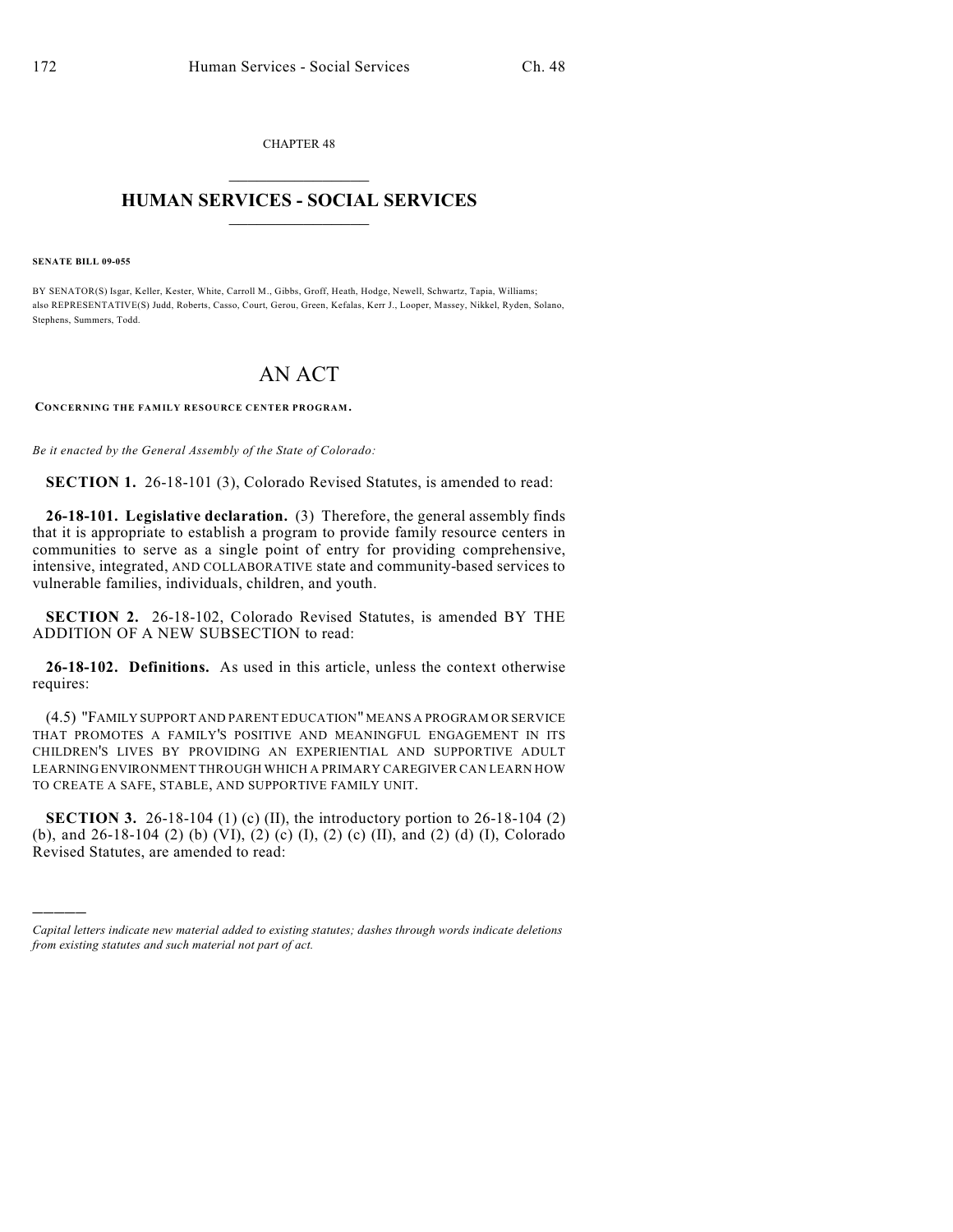CHAPTER 48

# HUMAN SERVICES - SOCIAL SERVICES

**SENATE BILL 09-055**

BY SENATOR(S) Isgar, Keller, Kester, White, Carroll M., Gibbs, Groff, Heath, Hodge, Newell, Schwartz, Tapia, Williams;
also REPRESENTATIVE(S) Judd, Roberts, Casso, Court, Gerou, Green, Kefalas, Kerr J., Looper, Massey, Nikkel, Ryden, Solano, Stephens, Summers, Todd.

# AN ACT

**CONCERNING THE FAMILY RESOURCE CENTER PROGRAM.**

*Be it enacted by the General Assembly of the State of Colorado:*

**SECTION 1.** 26-18-101 (3), Colorado Revised Statutes, is amended to read:

**26-18-101. Legislative declaration.** (3) Therefore, the general assembly finds that it is appropriate to establish a program to provide family resource centers in communities to serve as a single point of entry for providing comprehensive, intensive, integrated, AND COLLABORATIVE state and community-based services to vulnerable families, individuals, children, and youth.

**SECTION 2.** 26-18-102, Colorado Revised Statutes, is amended BY THE ADDITION OF A NEW SUBSECTION to read:

**26-18-102. Definitions.** As used in this article, unless the context otherwise requires:

(4.5) "FAMILY SUPPORT AND PARENT EDUCATION" MEANS A PROGRAM OR SERVICE THAT PROMOTES A FAMILY'S POSITIVE AND MEANINGFUL ENGAGEMENT IN ITS CHILDREN'S LIVES BY PROVIDING AN EXPERIENTIAL AND SUPPORTIVE ADULT LEARNING ENVIRONMENT THROUGH WHICH A PRIMARY CAREGIVER CAN LEARN HOW TO CREATE A SAFE, STABLE, AND SUPPORTIVE FAMILY UNIT.

**SECTION 3.** 26-18-104 (1) (c) (II), the introductory portion to 26-18-104 (2) (b), and 26-18-104 (2) (b) (VI), (2) (c) (I), (2) (c) (II), and (2) (d) (I), Colorado Revised Statutes, are amended to read:

---

*Capital letters indicate new material added to existing statutes; dashes through words indicate deletions from existing statutes and such material not part of act.*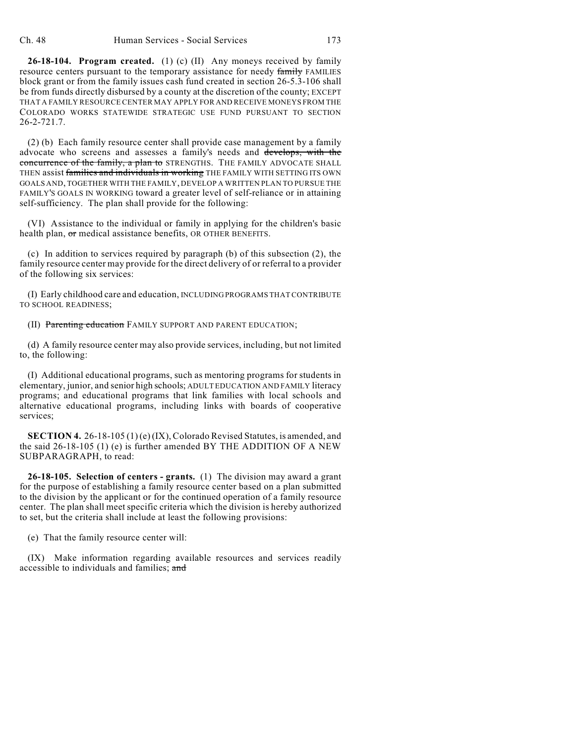**26-18-104. Program created.** (1) (c) (II) Any moneys received by family resource centers pursuant to the temporary assistance for needy ~~family~~ FAMILIES block grant or from the family issues cash fund created in section 26-5.3-106 shall be from funds directly disbursed by a county at the discretion of the county; EXCEPT THAT A FAMILY RESOURCE CENTER MAY APPLY FOR AND RECEIVE MONEYS FROM THE COLORADO WORKS STATEWIDE STRATEGIC USE FUND PURSUANT TO SECTION 26-2-721.7.

(2) (b) Each family resource center shall provide case management by a family advocate who screens and assesses a family's needs and ~~develops, with the concurrence of the family, a plan to~~ STRENGTHS. THE FAMILY ADVOCATE SHALL THEN assist ~~families and individuals in working~~ THE FAMILY WITH SETTING ITS OWN GOALS AND, TOGETHER WITH THE FAMILY, DEVELOP A WRITTEN PLAN TO PURSUE THE FAMILY'S GOALS IN WORKING toward a greater level of self-reliance or in attaining self-sufficiency. The plan shall provide for the following:

(VI) Assistance to the individual or family in applying for the children's basic health plan, ~~or~~ medical assistance benefits, OR OTHER BENEFITS.

(c) In addition to services required by paragraph (b) of this subsection (2), the family resource center may provide for the direct delivery of or referral to a provider of the following six services:

(I) Early childhood care and education, INCLUDING PROGRAMS THAT CONTRIBUTE TO SCHOOL READINESS;

(II) ~~Parenting education~~ FAMILY SUPPORT AND PARENT EDUCATION;

(d) A family resource center may also provide services, including, but not limited to, the following:

(I) Additional educational programs, such as mentoring programs for students in elementary, junior, and senior high schools; ADULT EDUCATION AND FAMILY literacy programs; and educational programs that link families with local schools and alternative educational programs, including links with boards of cooperative services;

**SECTION 4.** 26-18-105 (1) (e) (IX), Colorado Revised Statutes, is amended, and the said 26-18-105 (1) (e) is further amended BY THE ADDITION OF A NEW SUBPARAGRAPH, to read:

**26-18-105. Selection of centers - grants.** (1) The division may award a grant for the purpose of establishing a family resource center based on a plan submitted to the division by the applicant or for the continued operation of a family resource center. The plan shall meet specific criteria which the division is hereby authorized to set, but the criteria shall include at least the following provisions:

(e) That the family resource center will:

(IX) Make information regarding available resources and services readily accessible to individuals and families; ~~and~~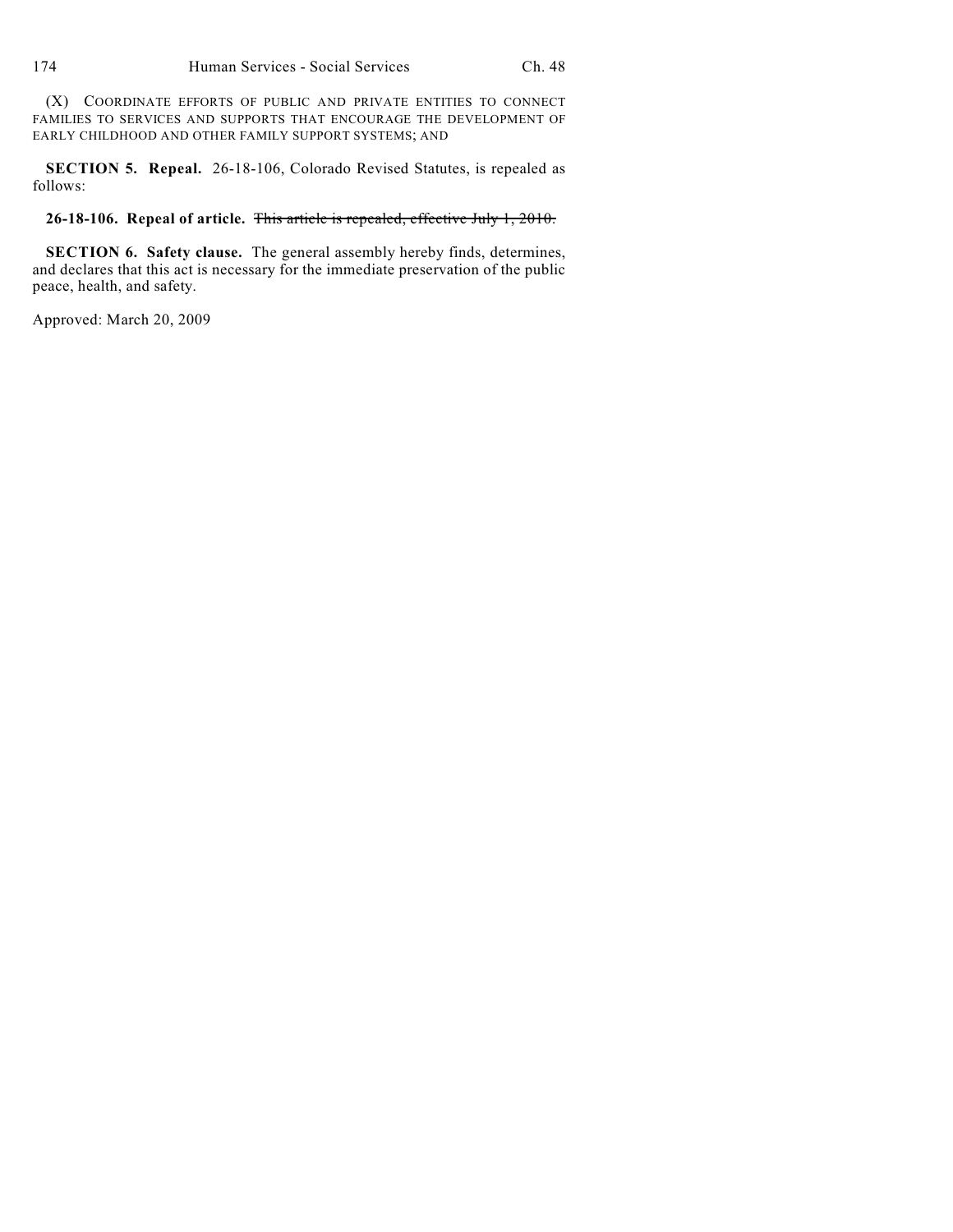(X) COORDINATE EFFORTS OF PUBLIC AND PRIVATE ENTITIES TO CONNECT FAMILIES TO SERVICES AND SUPPORTS THAT ENCOURAGE THE DEVELOPMENT OF EARLY CHILDHOOD AND OTHER FAMILY SUPPORT SYSTEMS; AND

**SECTION 5. Repeal.** 26-18-106, Colorado Revised Statutes, is repealed as follows:

**26-18-106. Repeal of article.** ~~This article is repealed, effective July 1, 2010.~~

**SECTION 6. Safety clause.** The general assembly hereby finds, determines, and declares that this act is necessary for the immediate preservation of the public peace, health, and safety.

Approved: March 20, 2009